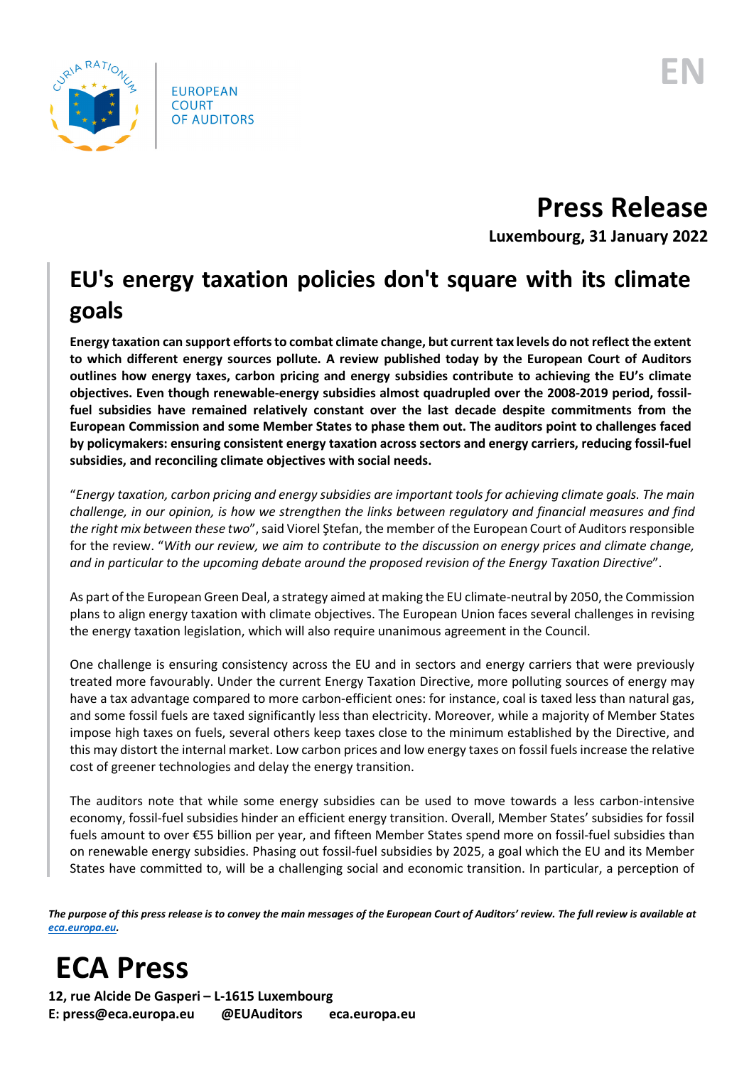EUROPEAN COURT OF AUDITORS

EN

# Press Release

**Luxembourg, 31 January 2022**

## EU's energy taxation policies don't square with its climate goals

**Energy taxation can support efforts to combat climate change, but current tax levels do not reflect the extent to which different energy sources pollute. A review published today by the European Court of Auditors outlines how energy taxes, carbon pricing and energy subsidies contribute to achieving the EU's climate objectives. Even though renewable-energy subsidies almost quadrupled over the 2008-2019 period, fossil-fuel subsidies have remained relatively constant over the last decade despite commitments from the European Commission and some Member States to phase them out. The auditors point to challenges faced by policymakers: ensuring consistent energy taxation across sectors and energy carriers, reducing fossil-fuel subsidies, and reconciling climate objectives with social needs.**

"*Energy taxation, carbon pricing and energy subsidies are important tools for achieving climate goals. The main challenge, in our opinion, is how we strengthen the links between regulatory and financial measures and find the right mix between these two*", said Viorel Ştefan, the member of the European Court of Auditors responsible for the review. "*With our review, we aim to contribute to the discussion on energy prices and climate change, and in particular to the upcoming debate around the proposed revision of the Energy Taxation Directive*".

As part of the European Green Deal, a strategy aimed at making the EU climate-neutral by 2050, the Commission plans to align energy taxation with climate objectives. The European Union faces several challenges in revising the energy taxation legislation, which will also require unanimous agreement in the Council.

One challenge is ensuring consistency across the EU and in sectors and energy carriers that were previously treated more favourably. Under the current Energy Taxation Directive, more polluting sources of energy may have a tax advantage compared to more carbon-efficient ones: for instance, coal is taxed less than natural gas, and some fossil fuels are taxed significantly less than electricity. Moreover, while a majority of Member States impose high taxes on fuels, several others keep taxes close to the minimum established by the Directive, and this may distort the internal market. Low carbon prices and low energy taxes on fossil fuels increase the relative cost of greener technologies and delay the energy transition.

The auditors note that while some energy subsidies can be used to move towards a less carbon-intensive economy, fossil-fuel subsidies hinder an efficient energy transition. Overall, Member States' subsidies for fossil fuels amount to over €55 billion per year, and fifteen Member States spend more on fossil-fuel subsidies than on renewable energy subsidies. Phasing out fossil-fuel subsidies by 2025, a goal which the EU and its Member States have committed to, will be a challenging social and economic transition. In particular, a perception of

***The purpose of this press release is to convey the main messages of the European Court of Auditors' review. The full review is available at eca.europa.eu.***

# ECA Press

**12, rue Alcide De Gasperi – L-1615 Luxembourg**
**E: press@eca.europa.eu @EUAuditors eca.europa.eu**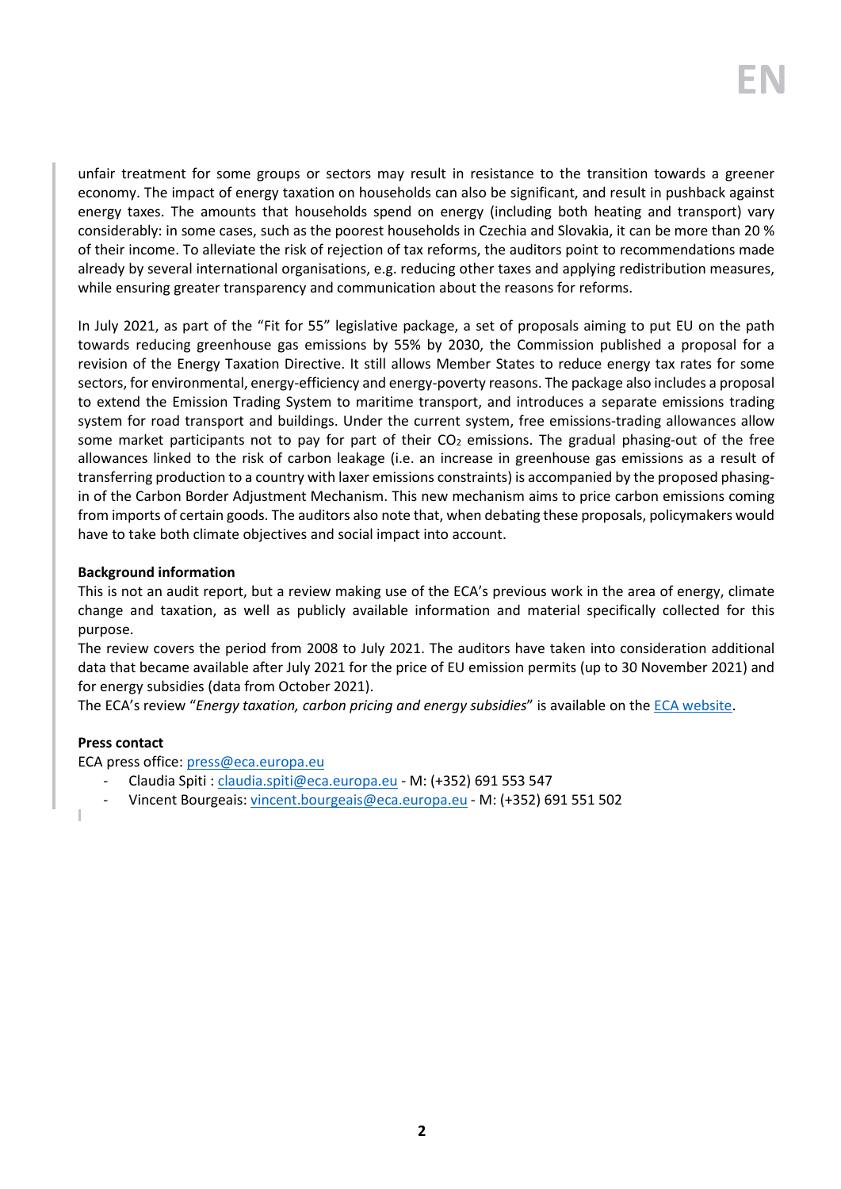unfair treatment for some groups or sectors may result in resistance to the transition towards a greener economy. The impact of energy taxation on households can also be significant, and result in pushback against energy taxes. The amounts that households spend on energy (including both heating and transport) vary considerably: in some cases, such as the poorest households in Czechia and Slovakia, it can be more than 20 % of their income. To alleviate the risk of rejection of tax reforms, the auditors point to recommendations made already by several international organisations, e.g. reducing other taxes and applying redistribution measures, while ensuring greater transparency and communication about the reasons for reforms.

In July 2021, as part of the "Fit for 55" legislative package, a set of proposals aiming to put EU on the path towards reducing greenhouse gas emissions by 55% by 2030, the Commission published a proposal for a revision of the Energy Taxation Directive. It still allows Member States to reduce energy tax rates for some sectors, for environmental, energy-efficiency and energy-poverty reasons. The package also includes a proposal to extend the Emission Trading System to maritime transport, and introduces a separate emissions trading system for road transport and buildings. Under the current system, free emissions-trading allowances allow some market participants not to pay for part of their $CO_2$ emissions. The gradual phasing-out of the free allowances linked to the risk of carbon leakage (i.e. an increase in greenhouse gas emissions as a result of transferring production to a country with laxer emissions constraints) is accompanied by the proposed phasing-in of the Carbon Border Adjustment Mechanism. This new mechanism aims to price carbon emissions coming from imports of certain goods. The auditors also note that, when debating these proposals, policymakers would have to take both climate objectives and social impact into account.

**Background information**

This is not an audit report, but a review making use of the ECA's previous work in the area of energy, climate change and taxation, as well as publicly available information and material specifically collected for this purpose.

The review covers the period from 2008 to July 2021. The auditors have taken into consideration additional data that became available after July 2021 for the price of EU emission permits (up to 30 November 2021) and for energy subsidies (data from October 2021).

The ECA's review "*Energy taxation, carbon pricing and energy subsidies*" is available on the ECA website.

**Press contact**

ECA press office: press@eca.europa.eu

- Claudia Spiti : claudia.spiti@eca.europa.eu - M: (+352) 691 553 547
- Vincent Bourgeais: vincent.bourgeais@eca.europa.eu - M: (+352) 691 551 502